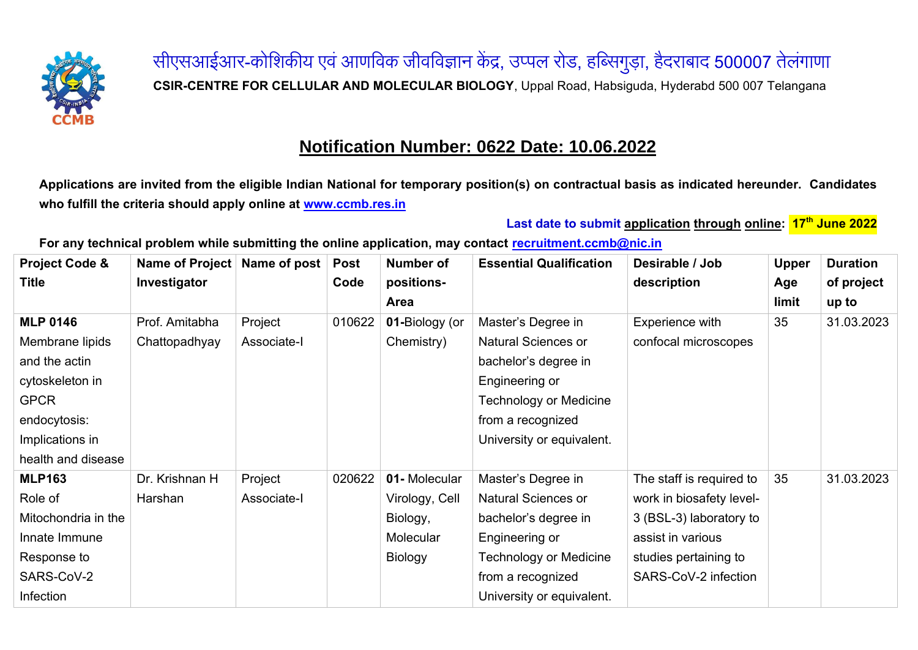सीएसआईआर-कोशिकीय एवं आणविक जीवविज्ञान केंद्र, उप्पल रोड, हब्सिगुड़ा, हैदराबाद 500007 तेलंगाणा

**CSIR-CENTRE FOR CELLULAR AND MOLECULAR BIOLOGY**, Uppal Road, Habsiguda, Hyderabd 500 007 Telangana

## Notification Number: 0622 Date: 10.06.2022

**Applications are invited from the eligible Indian National for temporary position(s) on contractual basis as indicated hereunder. Candidates who fulfill the criteria should apply online at www.ccmb.res.in**

**Last date to submit application through online: 17th June 2022**

**For any technical problem while submitting the online application, may contact recruitment.ccmb@nic.in**

| Project Code & Title | Name of Project Investigator | Name of post | Post Code | Number of positions-Area | Essential Qualification | Desirable / Job description | Upper Age limit | Duration of project up to |
|---|---|---|---|---|---|---|---|---|
| **MLP 0146** Membrane lipids and the actin cytoskeleton in GPCR endocytosis: Implications in health and disease | Prof. Amitabha Chattopadhyay | Project Associate-I | 010622 | **01-**Biology (or Chemistry) | Master's Degree in Natural Sciences or bachelor's degree in Engineering or Technology or Medicine from a recognized University or equivalent. | Experience with confocal microscopes | 35 | 31.03.2023 |
| **MLP163** Role of Mitochondria in the Innate Immune Response to SARS-CoV-2 Infection | Dr. Krishnan H Harshan | Project Associate-I | 020622 | **01-** Molecular Virology, Cell Biology, Molecular Biology | Master's Degree in Natural Sciences or bachelor's degree in Engineering or Technology or Medicine from a recognized University or equivalent. | The staff is required to work in biosafety level-3 (BSL-3) laboratory to assist in various studies pertaining to SARS-CoV-2 infection | 35 | 31.03.2023 |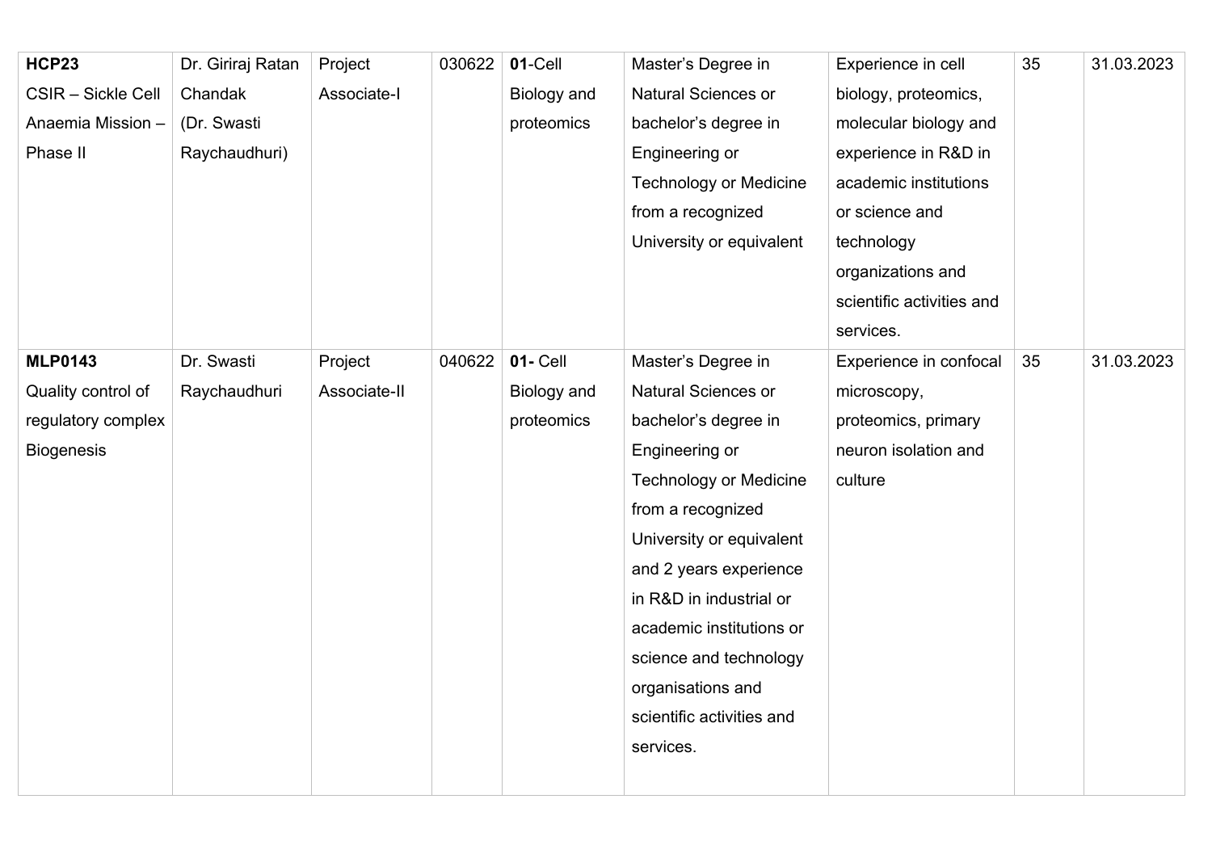| | | | | | | | | |
|---|---|---|---|---|---|---|---|---|
| **HCP23** CSIR – Sickle Cell Anaemia Mission – Phase II | Dr. Giriraj Ratan Chandak (Dr. Swasti Raychaudhuri) | Project Associate-I | 030622 | **01**-Cell Biology and proteomics | Master's Degree in Natural Sciences or bachelor's degree in Engineering or Technology or Medicine from a recognized University or equivalent | Experience in cell biology, proteomics, molecular biology and experience in R&D in academic institutions or science and technology organizations and scientific activities and services. | 35 | 31.03.2023 |
| **MLP0143** Quality control of regulatory complex Biogenesis | Dr. Swasti Raychaudhuri | Project Associate-II | 040622 | **01-** Cell Biology and proteomics | Master's Degree in Natural Sciences or bachelor's degree in Engineering or Technology or Medicine from a recognized University or equivalent and 2 years experience in R&D in industrial or academic institutions or science and technology organisations and scientific activities and services. | Experience in confocal microscopy, proteomics, primary neuron isolation and culture | 35 | 31.03.2023 |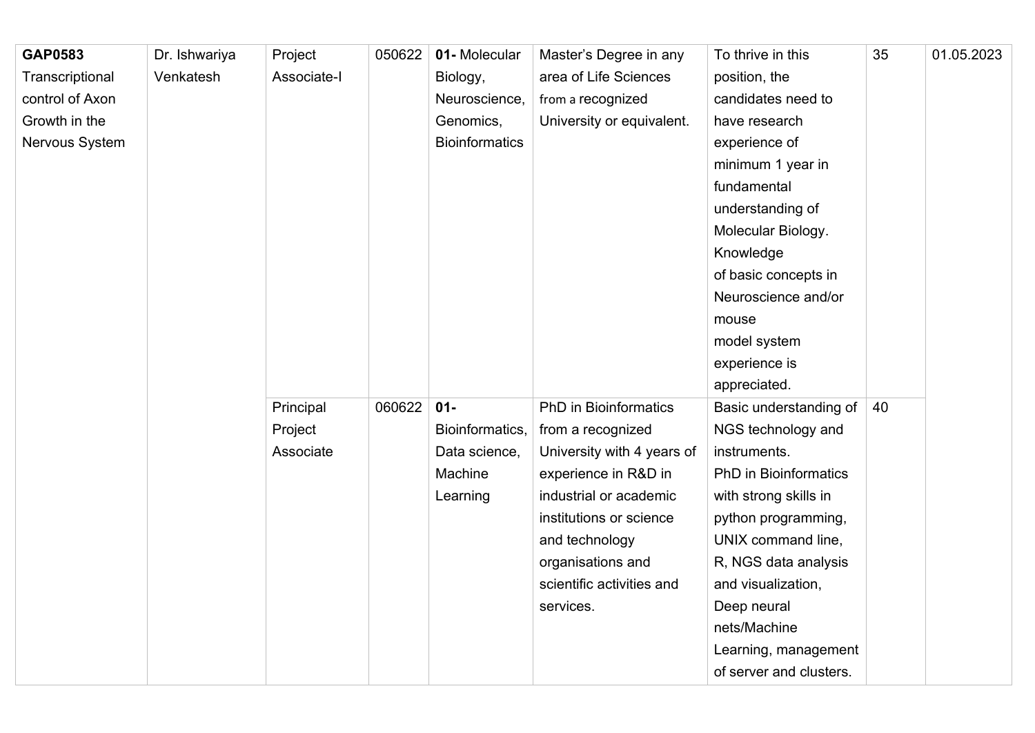| | | | | | | | | |
|---|---|---|---|---|---|---|---|---|
| **GAP0583** Transcriptional control of Axon Growth in the Nervous System | Dr. Ishwariya Venkatesh | Project Associate-I | 050622 | **01-** Molecular Biology, Neuroscience, Genomics, Bioinformatics | Master's Degree in any area of Life Sciences from a recognized University or equivalent. | To thrive in this position, the candidates need to have research experience of minimum 1 year in fundamental understanding of Molecular Biology. Knowledge of basic concepts in Neuroscience and/or mouse model system experience is appreciated. | 35 | 01.05.2023 |
| | | Principal Project Associate | 060622 | **01-** Bioinformatics, Data science, Machine Learning | PhD in Bioinformatics from a recognized University with 4 years of experience in R&D in industrial or academic institutions or science and technology organisations and scientific activities and services. | Basic understanding of NGS technology and instruments. PhD in Bioinformatics with strong skills in python programming, UNIX command line, R, NGS data analysis and visualization, Deep neural nets/Machine Learning, management of server and clusters. | 40 | |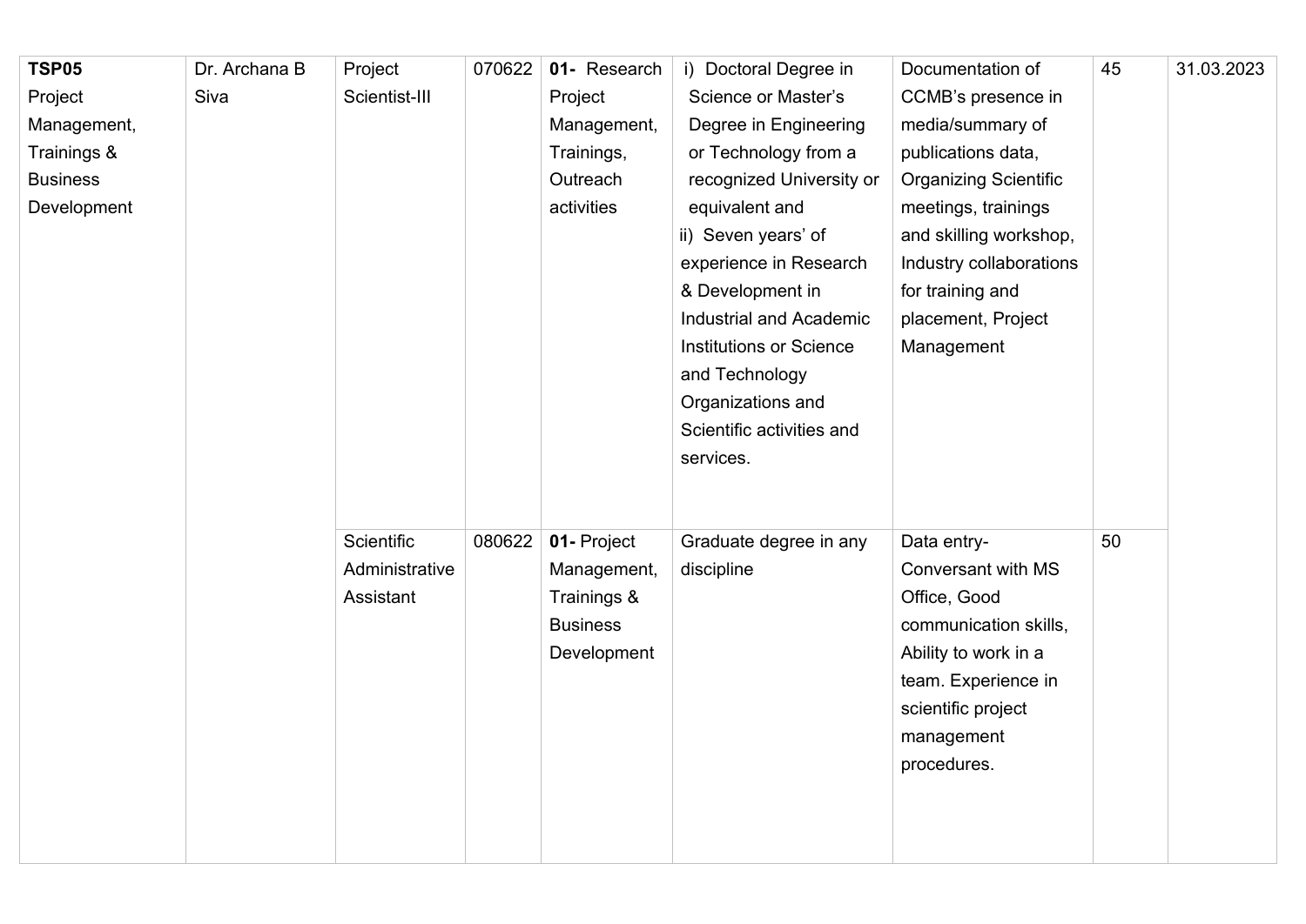| | | | | | | | | |
|---|---|---|---|---|---|---|---|---|
| **TSP05** Project Management, Trainings & Business Development | Dr. Archana B Siva | Project Scientist-III | 070622 | **01-** Research Project Management, Trainings, Outreach activities | i) Doctoral Degree in Science or Master's Degree in Engineering or Technology from a recognized University or equivalent and ii) Seven years' of experience in Research & Development in Industrial and Academic Institutions or Science and Technology Organizations and Scientific activities and services. | Documentation of CCMB's presence in media/summary of publications data, Organizing Scientific meetings, trainings and skilling workshop, Industry collaborations for training and placement, Project Management | 45 | 31.03.2023 |
| | | Scientific Administrative Assistant | 080622 | **01-** Project Management, Trainings & Business Development | Graduate degree in any discipline | Data entry- Conversant with MS Office, Good communication skills, Ability to work in a team. Experience in scientific project management procedures. | 50 | |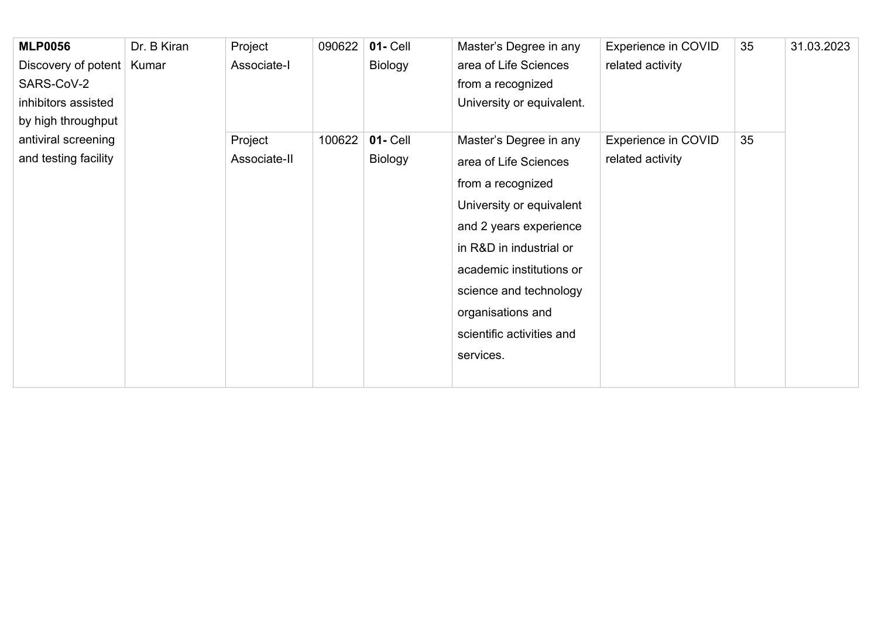| | | | | | | | | |
|---|---|---|---|---|---|---|---|---|
| **MLP0056** Discovery of potent SARS-CoV-2 inhibitors assisted by high throughput antiviral screening and testing facility | Dr. B Kiran Kumar | Project Associate-I | 090622 | **01-** Cell Biology | Master's Degree in any area of Life Sciences from a recognized University or equivalent. | Experience in COVID related activity | 35 | 31.03.2023 |
| | | Project Associate-II | 100622 | **01-** Cell Biology | Master's Degree in any area of Life Sciences from a recognized University or equivalent and 2 years experience in R&D in industrial or academic institutions or science and technology organisations and scientific activities and services. | Experience in COVID related activity | 35 | |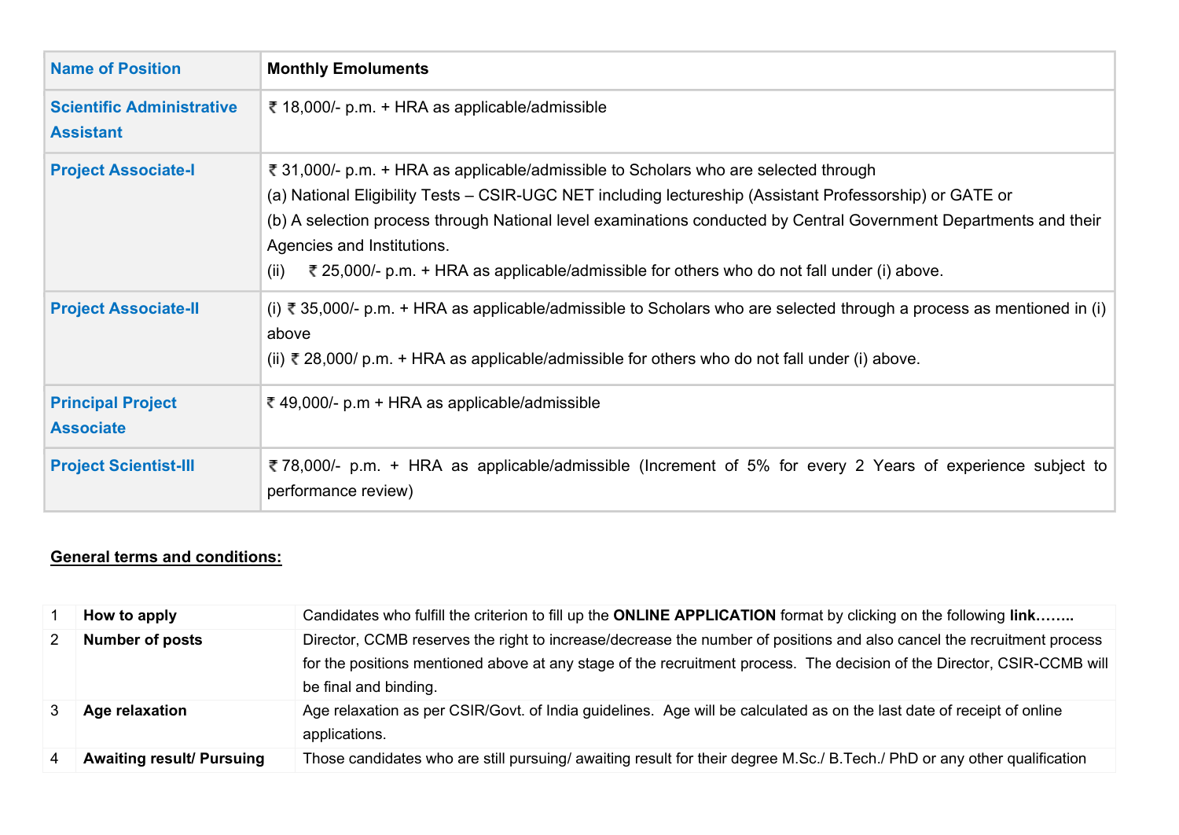| Name of Position | Monthly Emoluments |
|---|---|
| Scientific Administrative Assistant | ₹ 18,000/- p.m. + HRA as applicable/admissible |
| Project Associate-I | ₹ 31,000/- p.m. + HRA as applicable/admissible to Scholars who are selected through<br>(a) National Eligibility Tests – CSIR-UGC NET including lectureship (Assistant Professorship) or GATE or<br>(b) A selection process through National level examinations conducted by Central Government Departments and their Agencies and Institutions.<br>(ii) ₹ 25,000/- p.m. + HRA as applicable/admissible for others who do not fall under (i) above. |
| Project Associate-II | (i) ₹ 35,000/- p.m. + HRA as applicable/admissible to Scholars who are selected through a process as mentioned in (i) above<br>(ii) ₹ 28,000/ p.m. + HRA as applicable/admissible for others who do not fall under (i) above. |
| Principal Project Associate | ₹ 49,000/- p.m + HRA as applicable/admissible |
| Project Scientist-III | ₹ 78,000/- p.m. + HRA as applicable/admissible (Increment of 5% for every 2 Years of experience subject to performance review) |

**General terms and conditions:**

| | | |
|---|---|---|
| 1 | **How to apply** | Candidates who fulfill the criterion to fill up the **ONLINE APPLICATION** format by clicking on the following **link……..** |
| 2 | **Number of posts** | Director, CCMB reserves the right to increase/decrease the number of positions and also cancel the recruitment process for the positions mentioned above at any stage of the recruitment process. The decision of the Director, CSIR-CCMB will be final and binding. |
| 3 | **Age relaxation** | Age relaxation as per CSIR/Govt. of India guidelines. Age will be calculated as on the last date of receipt of online applications. |
| 4 | **Awaiting result/ Pursuing** | Those candidates who are still pursuing/ awaiting result for their degree M.Sc./ B.Tech./ PhD or any other qualification |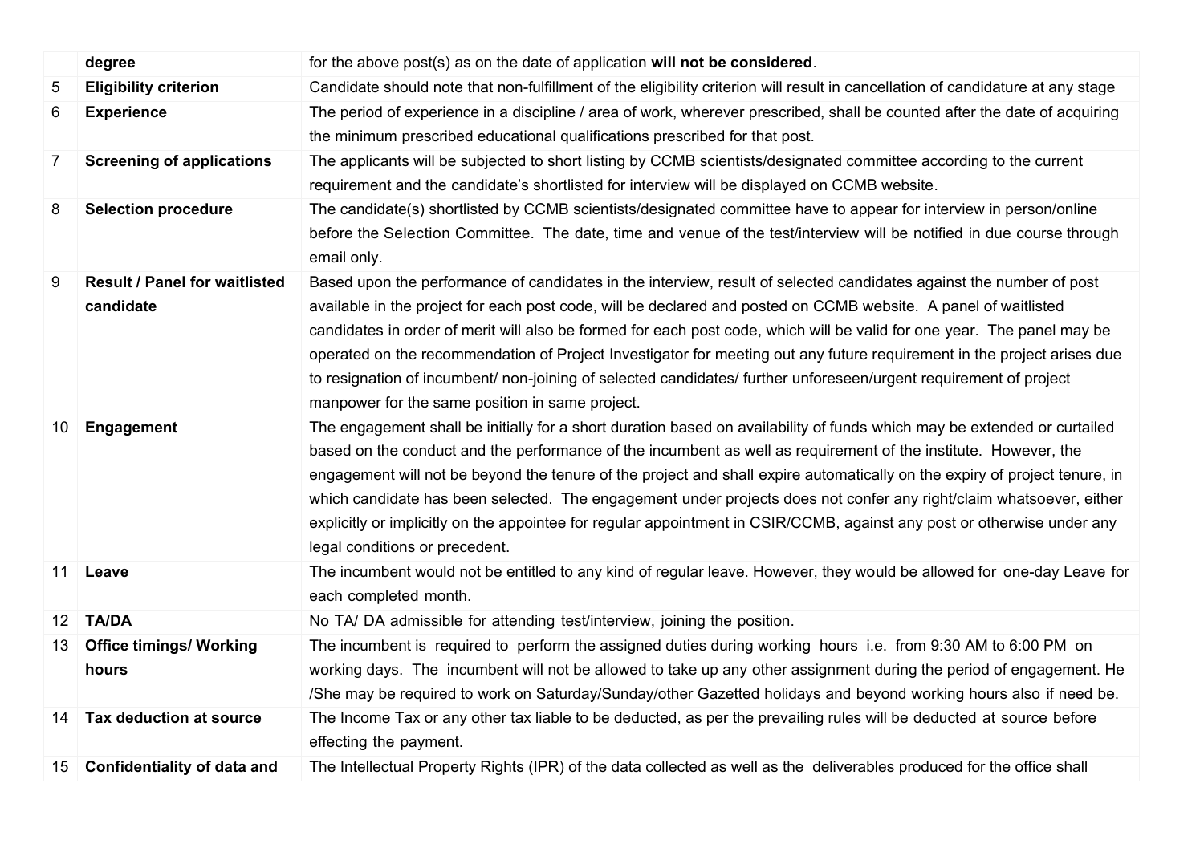| | | |
|---|---|---|
| | **degree** | for the above post(s) as on the date of application **will not be considered**. |
| 5 | **Eligibility criterion** | Candidate should note that non-fulfillment of the eligibility criterion will result in cancellation of candidature at any stage |
| 6 | **Experience** | The period of experience in a discipline / area of work, wherever prescribed, shall be counted after the date of acquiring the minimum prescribed educational qualifications prescribed for that post. |
| 7 | **Screening of applications** | The applicants will be subjected to short listing by CCMB scientists/designated committee according to the current requirement and the candidate's shortlisted for interview will be displayed on CCMB website. |
| 8 | **Selection procedure** | The candidate(s) shortlisted by CCMB scientists/designated committee have to appear for interview in person/online before the Selection Committee. The date, time and venue of the test/interview will be notified in due course through email only. |
| 9 | **Result / Panel for waitlisted candidate** | Based upon the performance of candidates in the interview, result of selected candidates against the number of post available in the project for each post code, will be declared and posted on CCMB website. A panel of waitlisted candidates in order of merit will also be formed for each post code, which will be valid for one year. The panel may be operated on the recommendation of Project Investigator for meeting out any future requirement in the project arises due to resignation of incumbent/ non-joining of selected candidates/ further unforeseen/urgent requirement of project manpower for the same position in same project. |
| 10 | **Engagement** | The engagement shall be initially for a short duration based on availability of funds which may be extended or curtailed based on the conduct and the performance of the incumbent as well as requirement of the institute. However, the engagement will not be beyond the tenure of the project and shall expire automatically on the expiry of project tenure, in which candidate has been selected. The engagement under projects does not confer any right/claim whatsoever, either explicitly or implicitly on the appointee for regular appointment in CSIR/CCMB, against any post or otherwise under any legal conditions or precedent. |
| 11 | **Leave** | The incumbent would not be entitled to any kind of regular leave. However, they would be allowed for one-day Leave for each completed month. |
| 12 | **TA/DA** | No TA/ DA admissible for attending test/interview, joining the position. |
| 13 | **Office timings/ Working hours** | The incumbent is required to perform the assigned duties during working hours i.e. from 9:30 AM to 6:00 PM on working days. The incumbent will not be allowed to take up any other assignment during the period of engagement. He /She may be required to work on Saturday/Sunday/other Gazetted holidays and beyond working hours also if need be. |
| 14 | **Tax deduction at source** | The Income Tax or any other tax liable to be deducted, as per the prevailing rules will be deducted at source before effecting the payment. |
| 15 | **Confidentiality of data and** | The Intellectual Property Rights (IPR) of the data collected as well as the deliverables produced for the office shall |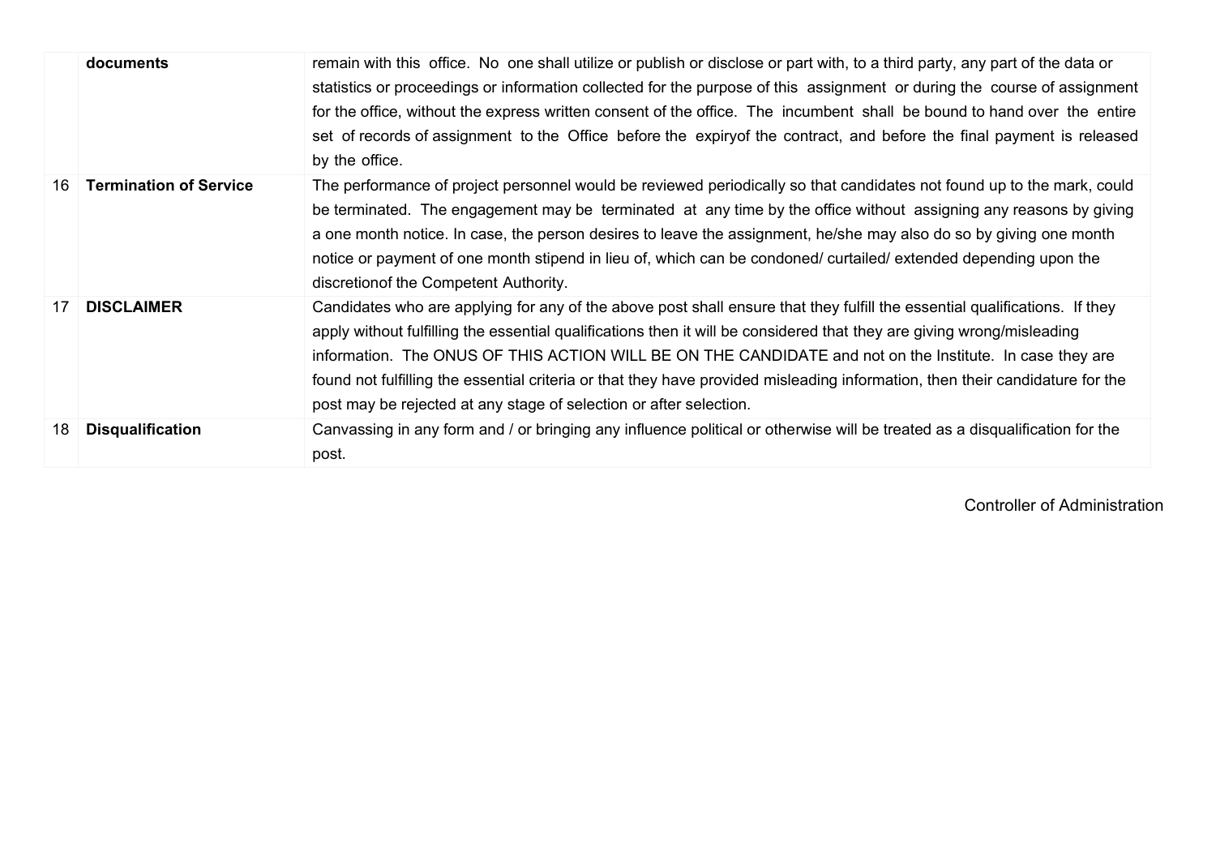| | | |
|---|---|---|
| | **documents** | remain with this office. No one shall utilize or publish or disclose or part with, to a third party, any part of the data or statistics or proceedings or information collected for the purpose of this assignment or during the course of assignment for the office, without the express written consent of the office. The incumbent shall be bound to hand over the entire set of records of assignment to the Office before the expiryof the contract, and before the final payment is released by the office. |
| 16 | **Termination of Service** | The performance of project personnel would be reviewed periodically so that candidates not found up to the mark, could be terminated. The engagement may be terminated at any time by the office without assigning any reasons by giving a one month notice. In case, the person desires to leave the assignment, he/she may also do so by giving one month notice or payment of one month stipend in lieu of, which can be condoned/ curtailed/ extended depending upon the discretionof the Competent Authority. |
| 17 | **DISCLAIMER** | Candidates who are applying for any of the above post shall ensure that they fulfill the essential qualifications. If they apply without fulfilling the essential qualifications then it will be considered that they are giving wrong/misleading information. The ONUS OF THIS ACTION WILL BE ON THE CANDIDATE and not on the Institute. In case they are found not fulfilling the essential criteria or that they have provided misleading information, then their candidature for the post may be rejected at any stage of selection or after selection. |
| 18 | **Disqualification** | Canvassing in any form and / or bringing any influence political or otherwise will be treated as a disqualification for the post. |

Controller of Administration